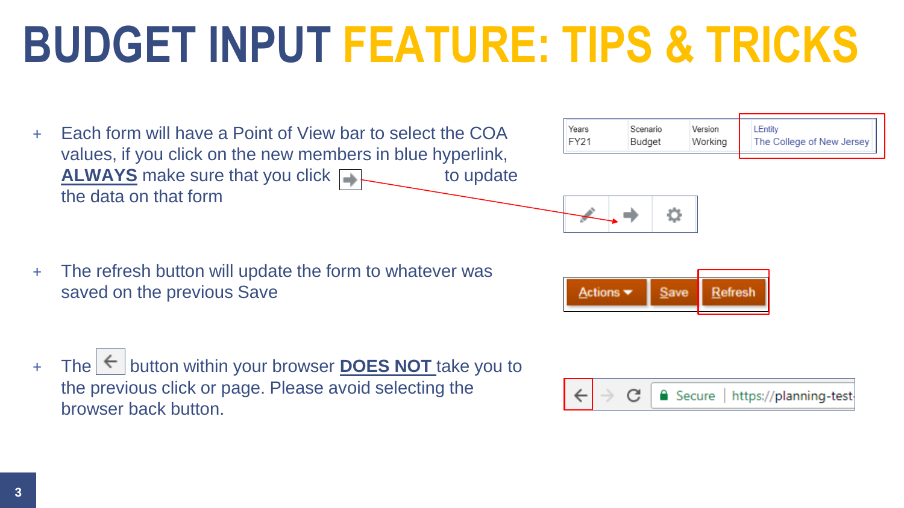# BUDGET INPUT FEATURE: TIPS & TRICKS

- Each form will have a Point of View bar to select the COA values, if you click on the new members in blue hyperlink, **ALWAYS** make sure that you click ➡ to update the data on that form

| Years | Scenario | Version | LEntity |
| --- | --- | --- | --- |
| FY21 | Budget | Working | The College of New Jersey |

- The refresh button will update the form to whatever was saved on the previous Save

Actions ▾ | Save | Refresh

- The ← button within your browser **DOES NOT** take you to the previous click or page. Please avoid selecting the browser back button.

← → C 🔒 Secure | https://planning-test-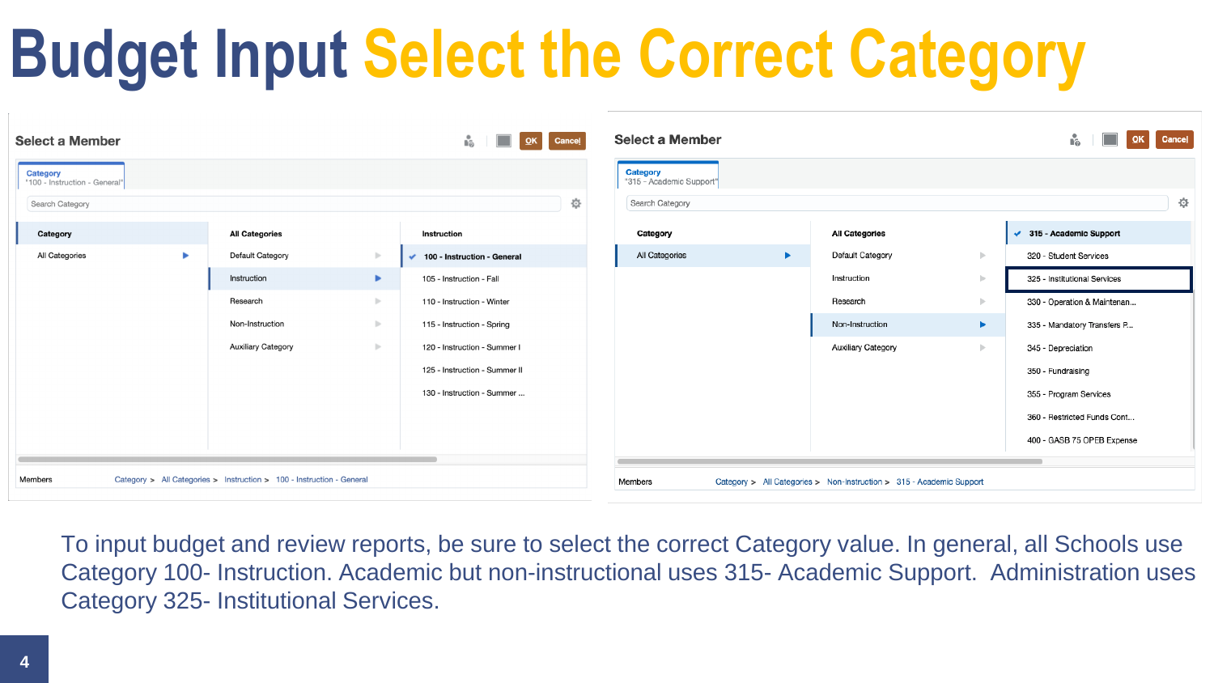# Budget Input Select the Correct Category

**Select a Member**

Category
"100 - Instruction - General"

Search Category

| Category | All Categories | Instruction |
|---|---|---|
| All Categories | Default Category | ✔ 100 - Instruction - General |
| | Instruction | 105 - Instruction - Fall |
| | Research | 110 - Instruction - Winter |
| | Non-Instruction | 115 - Instruction - Spring |
| | Auxiliary Category | 120 - Instruction - Summer I |
| | | 125 - Instruction - Summer II |
| | | 130 - Instruction - Summer ... |

Members: Category > All Categories > Instruction > 100 - Instruction - General

**Select a Member**

Category
"315 - Academic Support"

Search Category

| Category | All Categories | |
|---|---|---|
| All Categories | Default Category | ✔ 315 - Academic Support |
| | Instruction | 320 - Student Services |
| | Research | 325 - Institutional Services |
| | Non-Instruction | 330 - Operation & Maintenan... |
| | Auxiliary Category | 335 - Mandatory Transfers P... |
| | | 345 - Depreciation |
| | | 350 - Fundraising |
| | | 355 - Program Services |
| | | 360 - Restricted Funds Cont... |
| | | 400 - GASB 75 OPEB Expense |

Members: Category > All Categories > Non-Instruction > 315 - Academic Support

To input budget and review reports, be sure to select the correct Category value. In general, all Schools use Category 100- Instruction. Academic but non-instructional uses 315- Academic Support. Administration uses Category 325- Institutional Services.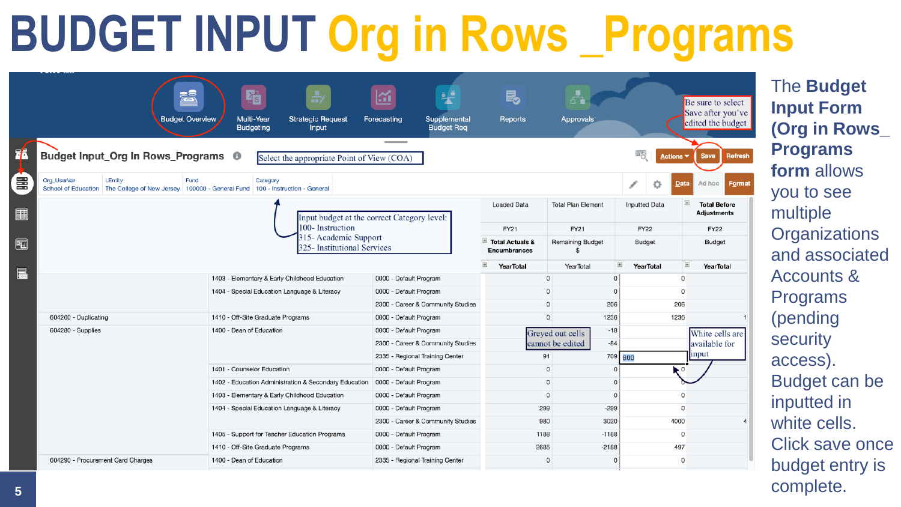# BUDGET INPUT Org in Rows _Programs

Budget Overview | Multi-Year Budgeting | Strategic Request Input | Forecasting | Supplemental Budget Req | Reports | Approvals

Be sure to select Save after you've edited the budget

**Budget Input_Org In Rows_Programs**

Select the appropriate Point of View (COA)

Actions | Save | Refresh

Org_UserVar: School of Education | LEntity: The College of New Jersey | Fund: 100000 - General Fund | Category: 100 - Instruction - General

Data | Ad hoc | Format

Input budget at the correct Category level:
100- Instruction
315- Academic Support
325- Institutional Services

| | | | Loaded Data | Total Plan Element | Inputted Data | Total Before Adjustments |
|---|---|---|---|---|---|---|
| | | | FY21 | FY21 | FY22 | FY22 |
| | | | Total Actuals & Encumbrances | Remaining Budget $ | Budget | Budget |
| | | | YearTotal | YearTotal | YearTotal | YearTotal |
| | 1403 - Elementary & Early Childhood Education | 0000 - Default Program | 0 | 0 | 0 | |
| | 1404 - Special Education Language & Literacy | 0000 - Default Program | 0 | 0 | 0 | |
| | | 2300 - Career & Community Studies | 0 | 206 | 206 | |
| 604260 - Duplicating | 1410 - Off-Site Graduate Programs | 0000 - Default Program | 0 | 1236 | 1236 | 1 |
| 604280 - Supplies | 1400 - Dean of Education | 0000 - Default Program | | -18 | | |
| | | 2300 - Career & Community Studies | | -84 | | |
| | | 2335 - Regional Training Center | 91 | 709 | 800 | |
| | 1401 - Counselor Education | 0000 - Default Program | 0 | 0 | | 0 |
| | 1402 - Education Administration & Secondary Education | 0000 - Default Program | 0 | 0 | | |
| | 1403 - Elementary & Early Childhood Education | 0000 - Default Program | 0 | 0 | 0 | |
| | 1404 - Special Education Language & Literacy | 0000 - Default Program | 299 | -299 | 0 | |
| | | 2300 - Career & Community Studies | 980 | 3020 | 4000 | 4 |
| | 1405 - Support for Teacher Education Programs | 0000 - Default Program | 1188 | -1188 | 0 | |
| | 1410 - Off-Site Graduate Programs | 0000 - Default Program | 2685 | -2188 | 497 | |
| 604290 - Procurement Card Charges | 1400 - Dean of Education | 2335 - Regional Training Center | 0 | 0 | 0 | |

Greyed out cells cannot be edited

White cells are available for input

The **Budget Input Form (Org in Rows_ Programs form** allows you to see multiple Organizations and associated Accounts & Programs (pending security access). Budget can be inputted in white cells. Click save once budget entry is complete.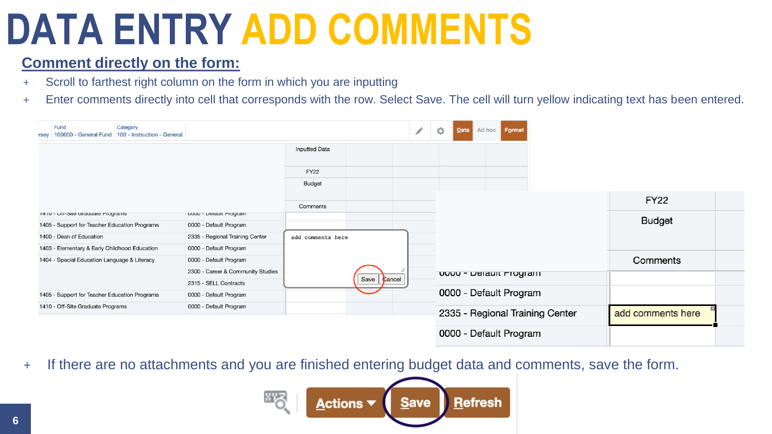# DATA ENTRY ADD COMMENTS

## Comment directly on the form:

- Scroll to farthest right column on the form in which you are inputting
- Enter comments directly into cell that corresponds with the row. Select Save. The cell will turn yellow indicating text has been entered.

- If there are no attachments and you are finished entering budget data and comments, save the form.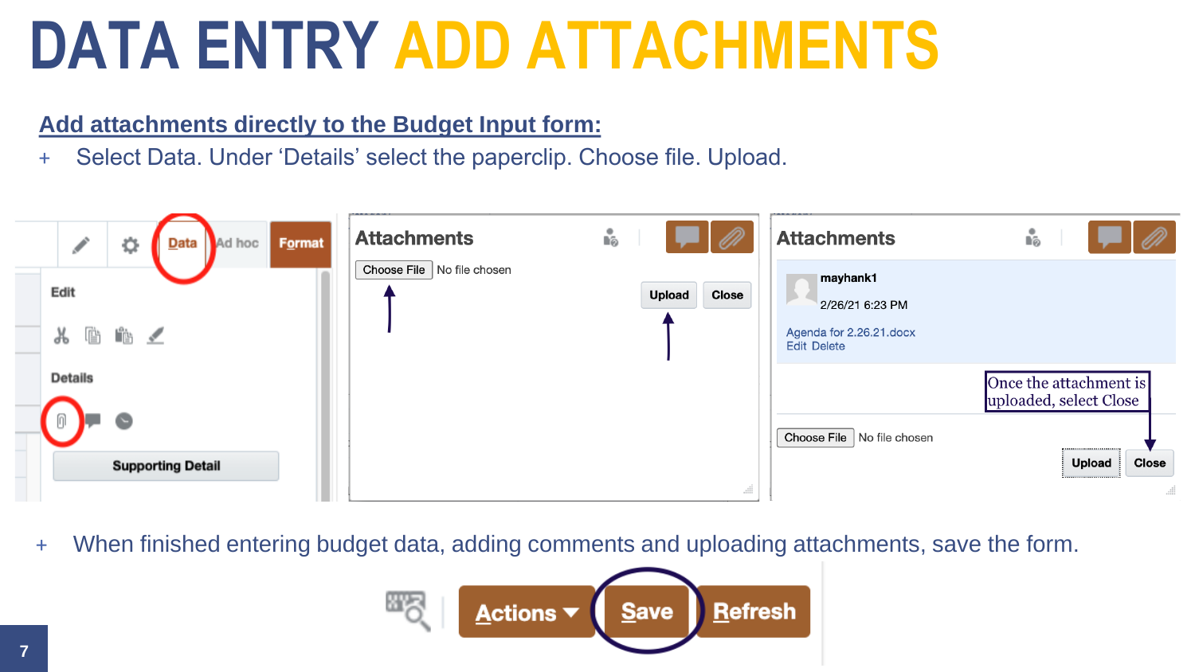# DATA ENTRY ADD ATTACHMENTS

**Add attachments directly to the Budget Input form:**

+ Select Data. Under 'Details' select the paperclip. Choose file. Upload.

+ When finished entering budget data, adding comments and uploading attachments, save the form.